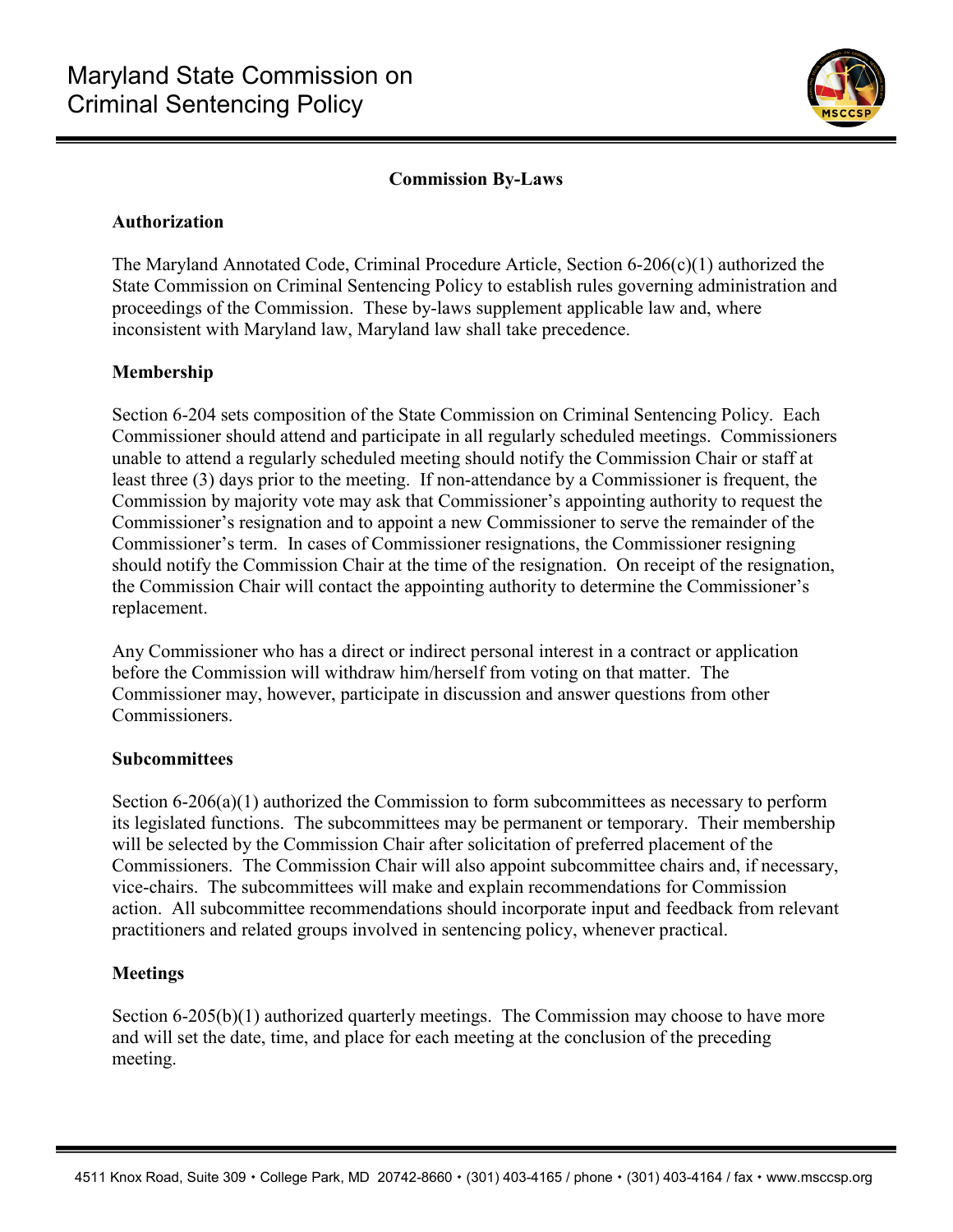# Maryland State Commission on Criminal Sentencing Policy

## Commission By-Laws

### Authorization

The Maryland Annotated Code, Criminal Procedure Article, Section 6-206(c)(1) authorized the State Commission on Criminal Sentencing Policy to establish rules governing administration and proceedings of the Commission. These by-laws supplement applicable law and, where inconsistent with Maryland law, Maryland law shall take precedence.

### Membership

Section 6-204 sets composition of the State Commission on Criminal Sentencing Policy. Each Commissioner should attend and participate in all regularly scheduled meetings. Commissioners unable to attend a regularly scheduled meeting should notify the Commission Chair or staff at least three (3) days prior to the meeting. If non-attendance by a Commissioner is frequent, the Commission by majority vote may ask that Commissioner's appointing authority to request the Commissioner's resignation and to appoint a new Commissioner to serve the remainder of the Commissioner's term. In cases of Commissioner resignations, the Commissioner resigning should notify the Commission Chair at the time of the resignation. On receipt of the resignation, the Commission Chair will contact the appointing authority to determine the Commissioner's replacement.

Any Commissioner who has a direct or indirect personal interest in a contract or application before the Commission will withdraw him/herself from voting on that matter. The Commissioner may, however, participate in discussion and answer questions from other Commissioners.

### Subcommittees

Section 6-206(a)(1) authorized the Commission to form subcommittees as necessary to perform its legislated functions. The subcommittees may be permanent or temporary. Their membership will be selected by the Commission Chair after solicitation of preferred placement of the Commissioners. The Commission Chair will also appoint subcommittee chairs and, if necessary, vice-chairs. The subcommittees will make and explain recommendations for Commission action. All subcommittee recommendations should incorporate input and feedback from relevant practitioners and related groups involved in sentencing policy, whenever practical.

### Meetings

Section 6-205(b)(1) authorized quarterly meetings. The Commission may choose to have more and will set the date, time, and place for each meeting at the conclusion of the preceding meeting.

4511 Knox Road, Suite 309 • College Park, MD 20742-8660 • (301) 403-4165 / phone • (301) 403-4164 / fax • www.msccsp.org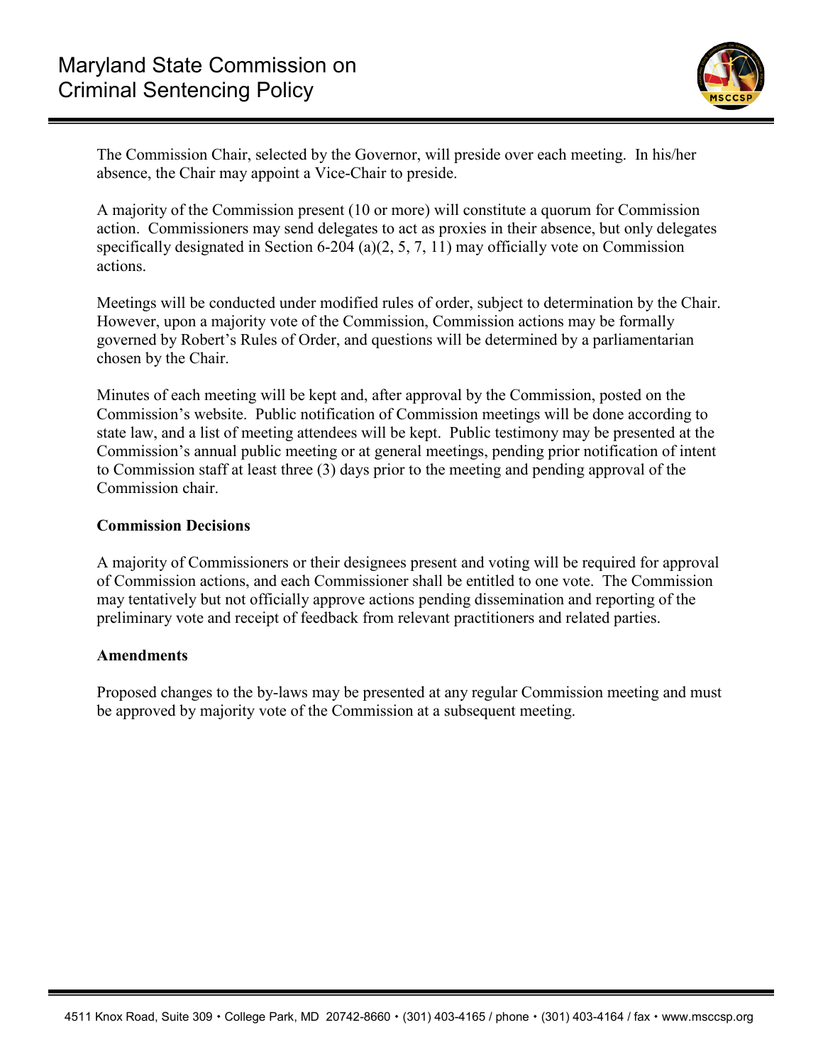The Commission Chair, selected by the Governor, will preside over each meeting. In his/her absence, the Chair may appoint a Vice-Chair to preside.

A majority of the Commission present (10 or more) will constitute a quorum for Commission action. Commissioners may send delegates to act as proxies in their absence, but only delegates specifically designated in Section 6-204 (a)(2, 5, 7, 11) may officially vote on Commission actions.

Meetings will be conducted under modified rules of order, subject to determination by the Chair. However, upon a majority vote of the Commission, Commission actions may be formally governed by Robert's Rules of Order, and questions will be determined by a parliamentarian chosen by the Chair.

Minutes of each meeting will be kept and, after approval by the Commission, posted on the Commission's website. Public notification of Commission meetings will be done according to state law, and a list of meeting attendees will be kept. Public testimony may be presented at the Commission's annual public meeting or at general meetings, pending prior notification of intent to Commission staff at least three (3) days prior to the meeting and pending approval of the Commission chair.

**Commission Decisions**

A majority of Commissioners or their designees present and voting will be required for approval of Commission actions, and each Commissioner shall be entitled to one vote. The Commission may tentatively but not officially approve actions pending dissemination and reporting of the preliminary vote and receipt of feedback from relevant practitioners and related parties.

**Amendments**

Proposed changes to the by-laws may be presented at any regular Commission meeting and must be approved by majority vote of the Commission at a subsequent meeting.